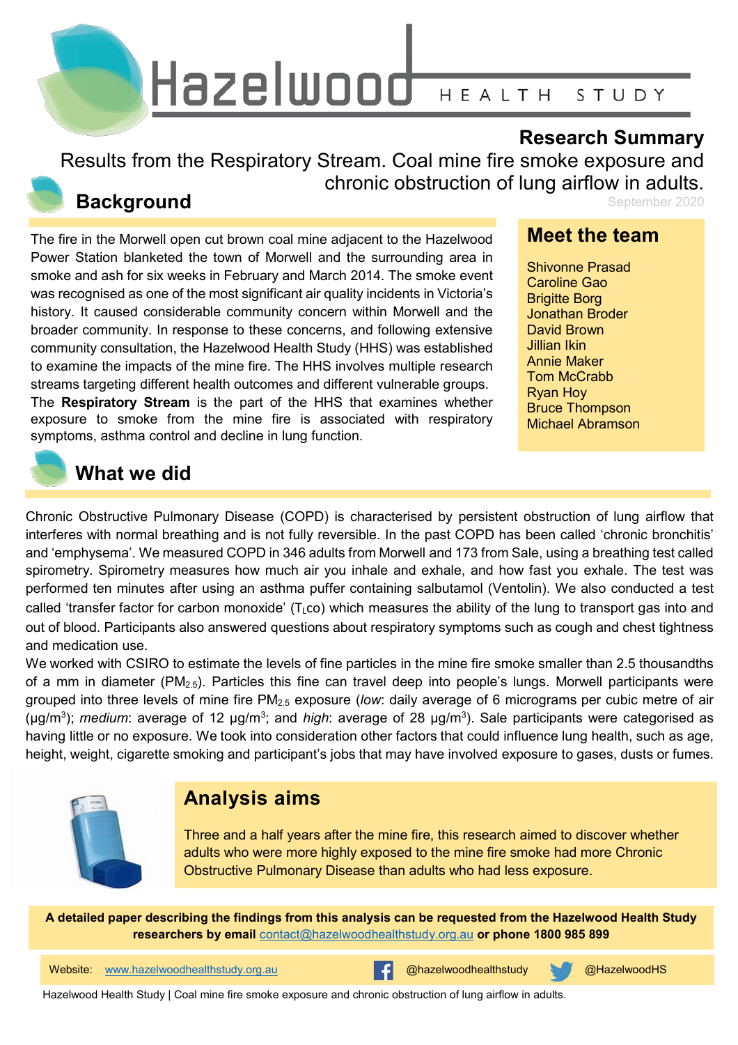# Hazelwood HEALTH STUDY

## Research Summary

Results from the Respiratory Stream. Coal mine fire smoke exposure and chronic obstruction of lung airflow in adults.

September 2020

## Background

The fire in the Morwell open cut brown coal mine adjacent to the Hazelwood Power Station blanketed the town of Morwell and the surrounding area in smoke and ash for six weeks in February and March 2014. The smoke event was recognised as one of the most significant air quality incidents in Victoria's history. It caused considerable community concern within Morwell and the broader community. In response to these concerns, and following extensive community consultation, the Hazelwood Health Study (HHS) was established to examine the impacts of the mine fire. The HHS involves multiple research streams targeting different health outcomes and different vulnerable groups.

The **Respiratory Stream** is the part of the HHS that examines whether exposure to smoke from the mine fire is associated with respiratory symptoms, asthma control and decline in lung function.

## Meet the team

Shivonne Prasad
Caroline Gao
Brigitte Borg
Jonathan Broder
David Brown
Jillian Ikin
Annie Maker
Tom McCrabb
Ryan Hoy
Bruce Thompson
Michael Abramson

## What we did

Chronic Obstructive Pulmonary Disease (COPD) is characterised by persistent obstruction of lung airflow that interferes with normal breathing and is not fully reversible. In the past COPD has been called 'chronic bronchitis' and 'emphysema'. We measured COPD in 346 adults from Morwell and 173 from Sale, using a breathing test called spirometry. Spirometry measures how much air you inhale and exhale, and how fast you exhale. The test was performed ten minutes after using an asthma puffer containing salbutamol (Ventolin). We also conducted a test called 'transfer factor for carbon monoxide' ($T_Lco$) which measures the ability of the lung to transport gas into and out of blood. Participants also answered questions about respiratory symptoms such as cough and chest tightness and medication use.

We worked with CSIRO to estimate the levels of fine particles in the mine fire smoke smaller than 2.5 thousandths of a mm in diameter ($PM_{2.5}$). Particles this fine can travel deep into people's lungs. Morwell participants were grouped into three levels of mine fire $PM_{2.5}$ exposure (*low*: daily average of 6 micrograms per cubic metre of air ($\mu g/m^3$); *medium*: average of 12 $\mu g/m^3$; and *high*: average of 28 $\mu g/m^3$). Sale participants were categorised as having little or no exposure. We took into consideration other factors that could influence lung health, such as age, height, weight, cigarette smoking and participant's jobs that may have involved exposure to gases, dusts or fumes.

## Analysis aims

Three and a half years after the mine fire, this research aimed to discover whether adults who were more highly exposed to the mine fire smoke had more Chronic Obstructive Pulmonary Disease than adults who had less exposure.

**A detailed paper describing the findings from this analysis can be requested from the Hazelwood Health Study researchers by email contact@hazelwoodhealthstudy.org.au or phone 1800 985 899**

Website: www.hazelwoodhealthstudy.org.au    @hazelwoodhealthstudy    @HazelwoodHS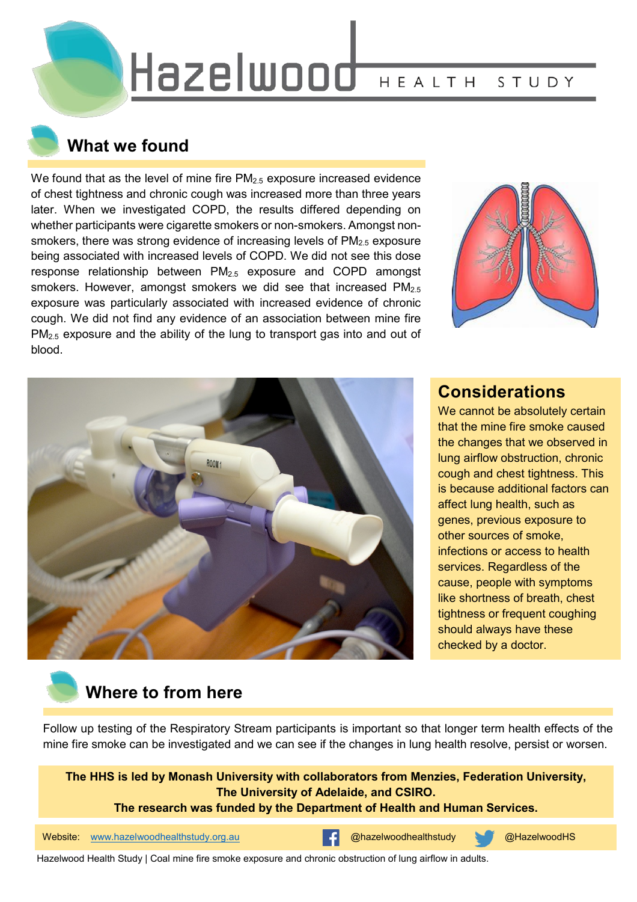# Hazelwood HEALTH STUDY

## What we found

We found that as the level of mine fire $PM_{2.5}$ exposure increased evidence of chest tightness and chronic cough was increased more than three years later. When we investigated COPD, the results differed depending on whether participants were cigarette smokers or non-smokers. Amongst non-smokers, there was strong evidence of increasing levels of $PM_{2.5}$ exposure being associated with increased levels of COPD. We did not see this dose response relationship between $PM_{2.5}$ exposure and COPD amongst smokers. However, amongst smokers we did see that increased $PM_{2.5}$ exposure was particularly associated with increased evidence of chronic cough. We did not find any evidence of an association between mine fire $PM_{2.5}$ exposure and the ability of the lung to transport gas into and out of blood.

## Considerations

We cannot be absolutely certain that the mine fire smoke caused the changes that we observed in lung airflow obstruction, chronic cough and chest tightness. This is because additional factors can affect lung health, such as genes, previous exposure to other sources of smoke, infections or access to health services. Regardless of the cause, people with symptoms like shortness of breath, chest tightness or frequent coughing should always have these checked by a doctor.

## Where to from here

Follow up testing of the Respiratory Stream participants is important so that longer term health effects of the mine fire smoke can be investigated and we can see if the changes in lung health resolve, persist or worsen.

**The HHS is led by Monash University with collaborators from Menzies, Federation University, The University of Adelaide, and CSIRO.**
**The research was funded by the Department of Health and Human Services.**

Website: www.hazelwoodhealthstudy.org.au @hazelwoodhealthstudy @HazelwoodHS

Hazelwood Health Study | Coal mine fire smoke exposure and chronic obstruction of lung airflow in adults.